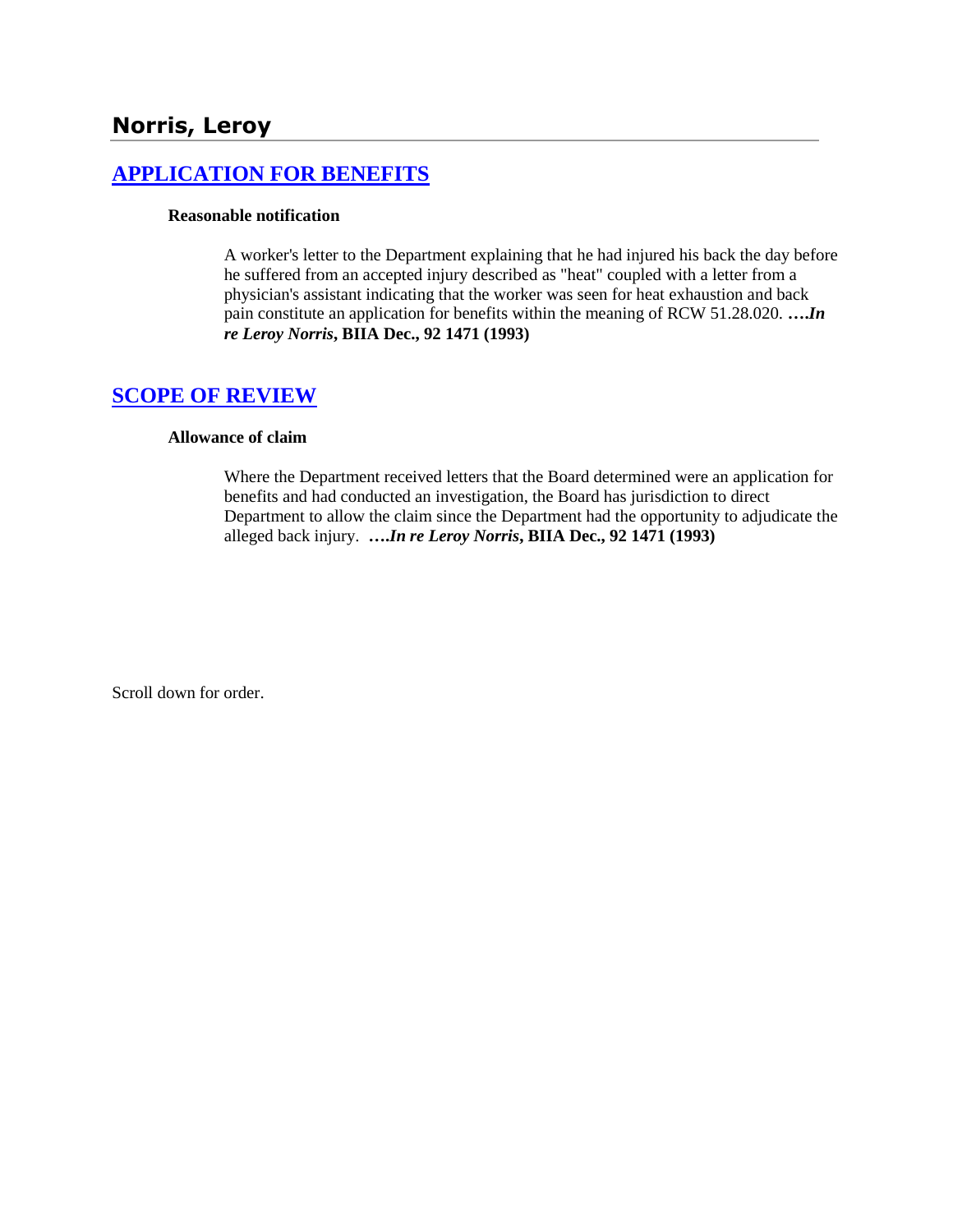# Norris, Leroy

## [APPLICATION FOR BENEFITS](#)

### Reasonable notification

A worker's letter to the Department explaining that he had injured his back the day before he suffered from an accepted injury described as "heat" coupled with a letter from a physician's assistant indicating that the worker was seen for heat exhaustion and back pain constitute an application for benefits within the meaning of RCW 51.28.020. ***….In re Leroy Norris*, BIIA Dec., 92 1471 (1993)**

## [SCOPE OF REVIEW](#)

### Allowance of claim

Where the Department received letters that the Board determined were an application for benefits and had conducted an investigation, the Board has jurisdiction to direct Department to allow the claim since the Department had the opportunity to adjudicate the alleged back injury. ***….In re Leroy Norris*, BIIA Dec., 92 1471 (1993)**

Scroll down for order.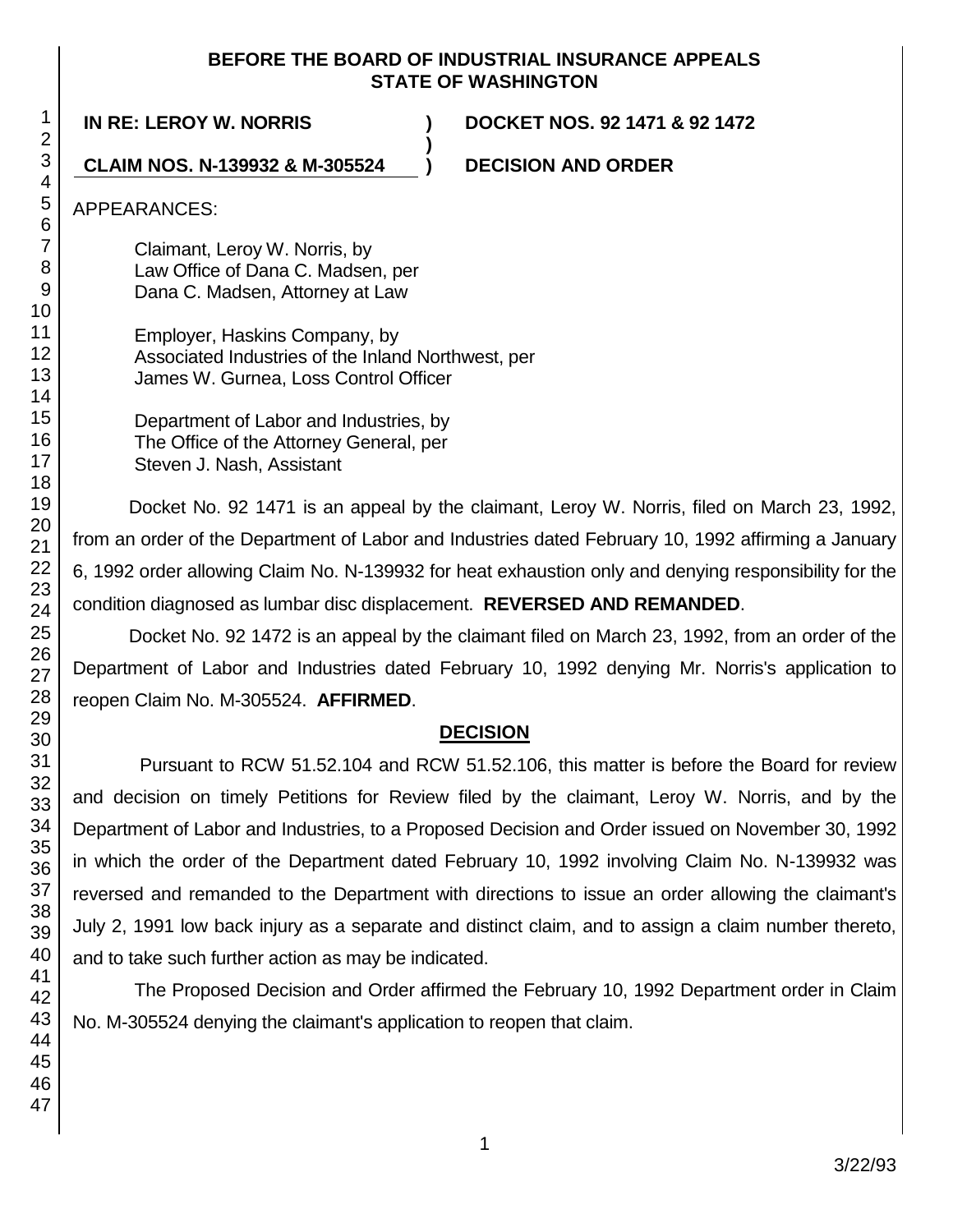**BEFORE THE BOARD OF INDUSTRIAL INSURANCE APPEALS
STATE OF WASHINGTON**

**IN RE: LEROY W. NORRIS** ) **DOCKET NOS. 92 1471 & 92 1472**
)
**CLAIM NOS. N-139932 & M-305524** ) **DECISION AND ORDER**

APPEARANCES:

Claimant, Leroy W. Norris, by
Law Office of Dana C. Madsen, per
Dana C. Madsen, Attorney at Law

Employer, Haskins Company, by
Associated Industries of the Inland Northwest, per
James W. Gurnea, Loss Control Officer

Department of Labor and Industries, by
The Office of the Attorney General, per
Steven J. Nash, Assistant

Docket No. 92 1471 is an appeal by the claimant, Leroy W. Norris, filed on March 23, 1992, from an order of the Department of Labor and Industries dated February 10, 1992 affirming a January 6, 1992 order allowing Claim No. N-139932 for heat exhaustion only and denying responsibility for the condition diagnosed as lumbar disc displacement. **REVERSED AND REMANDED**.

Docket No. 92 1472 is an appeal by the claimant filed on March 23, 1992, from an order of the Department of Labor and Industries dated February 10, 1992 denying Mr. Norris's application to reopen Claim No. M-305524. **AFFIRMED**.

## DECISION

Pursuant to RCW 51.52.104 and RCW 51.52.106, this matter is before the Board for review and decision on timely Petitions for Review filed by the claimant, Leroy W. Norris, and by the Department of Labor and Industries, to a Proposed Decision and Order issued on November 30, 1992 in which the order of the Department dated February 10, 1992 involving Claim No. N-139932 was reversed and remanded to the Department with directions to issue an order allowing the claimant's July 2, 1991 low back injury as a separate and distinct claim, and to assign a claim number thereto, and to take such further action as may be indicated.

The Proposed Decision and Order affirmed the February 10, 1992 Department order in Claim No. M-305524 denying the claimant's application to reopen that claim.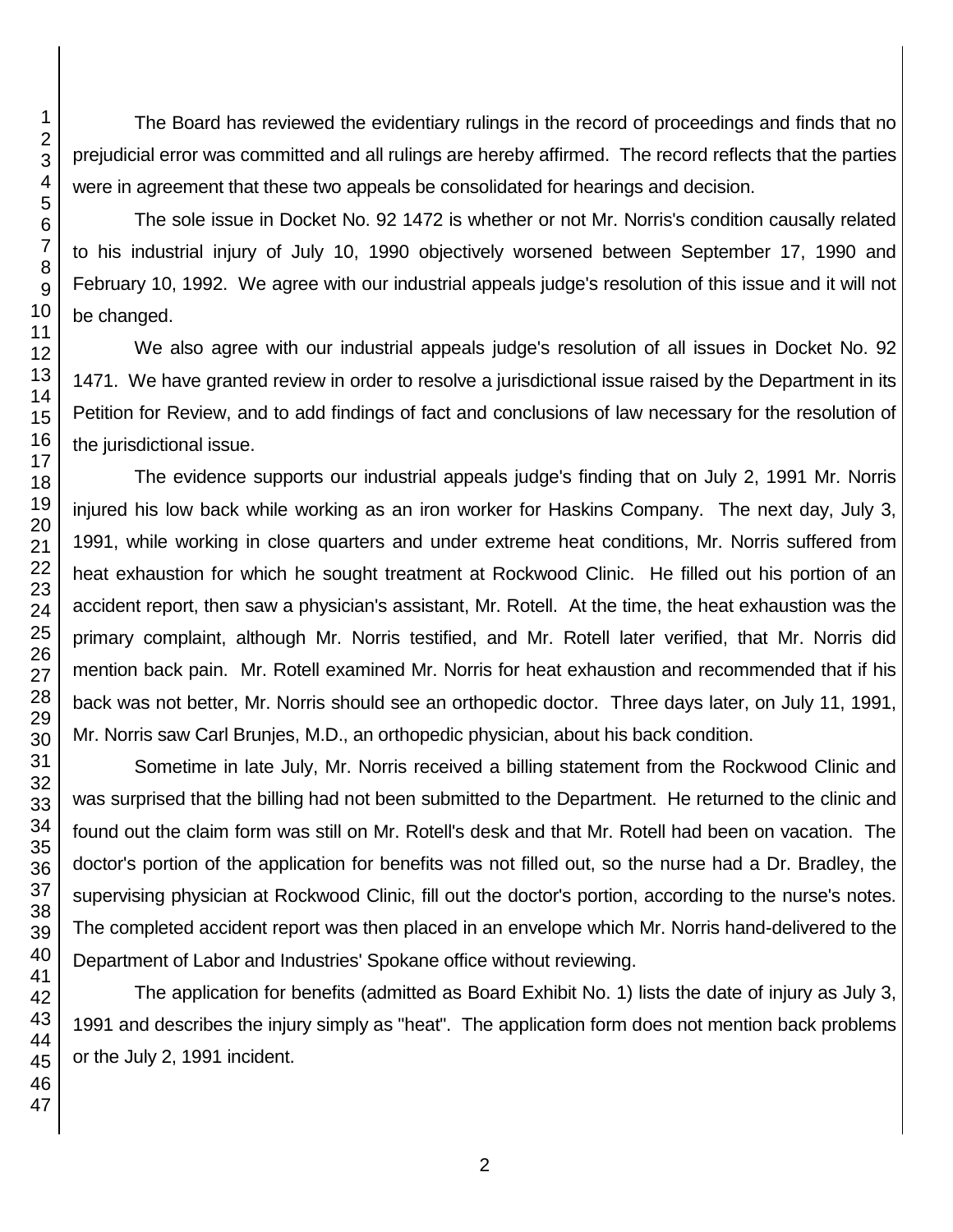The Board has reviewed the evidentiary rulings in the record of proceedings and finds that no prejudicial error was committed and all rulings are hereby affirmed. The record reflects that the parties were in agreement that these two appeals be consolidated for hearings and decision.

The sole issue in Docket No. 92 1472 is whether or not Mr. Norris's condition causally related to his industrial injury of July 10, 1990 objectively worsened between September 17, 1990 and February 10, 1992. We agree with our industrial appeals judge's resolution of this issue and it will not be changed.

We also agree with our industrial appeals judge's resolution of all issues in Docket No. 92 1471. We have granted review in order to resolve a jurisdictional issue raised by the Department in its Petition for Review, and to add findings of fact and conclusions of law necessary for the resolution of the jurisdictional issue.

The evidence supports our industrial appeals judge's finding that on July 2, 1991 Mr. Norris injured his low back while working as an iron worker for Haskins Company. The next day, July 3, 1991, while working in close quarters and under extreme heat conditions, Mr. Norris suffered from heat exhaustion for which he sought treatment at Rockwood Clinic. He filled out his portion of an accident report, then saw a physician's assistant, Mr. Rotell. At the time, the heat exhaustion was the primary complaint, although Mr. Norris testified, and Mr. Rotell later verified, that Mr. Norris did mention back pain. Mr. Rotell examined Mr. Norris for heat exhaustion and recommended that if his back was not better, Mr. Norris should see an orthopedic doctor. Three days later, on July 11, 1991, Mr. Norris saw Carl Brunjes, M.D., an orthopedic physician, about his back condition.

Sometime in late July, Mr. Norris received a billing statement from the Rockwood Clinic and was surprised that the billing had not been submitted to the Department. He returned to the clinic and found out the claim form was still on Mr. Rotell's desk and that Mr. Rotell had been on vacation. The doctor's portion of the application for benefits was not filled out, so the nurse had a Dr. Bradley, the supervising physician at Rockwood Clinic, fill out the doctor's portion, according to the nurse's notes. The completed accident report was then placed in an envelope which Mr. Norris hand-delivered to the Department of Labor and Industries' Spokane office without reviewing.

The application for benefits (admitted as Board Exhibit No. 1) lists the date of injury as July 3, 1991 and describes the injury simply as "heat". The application form does not mention back problems or the July 2, 1991 incident.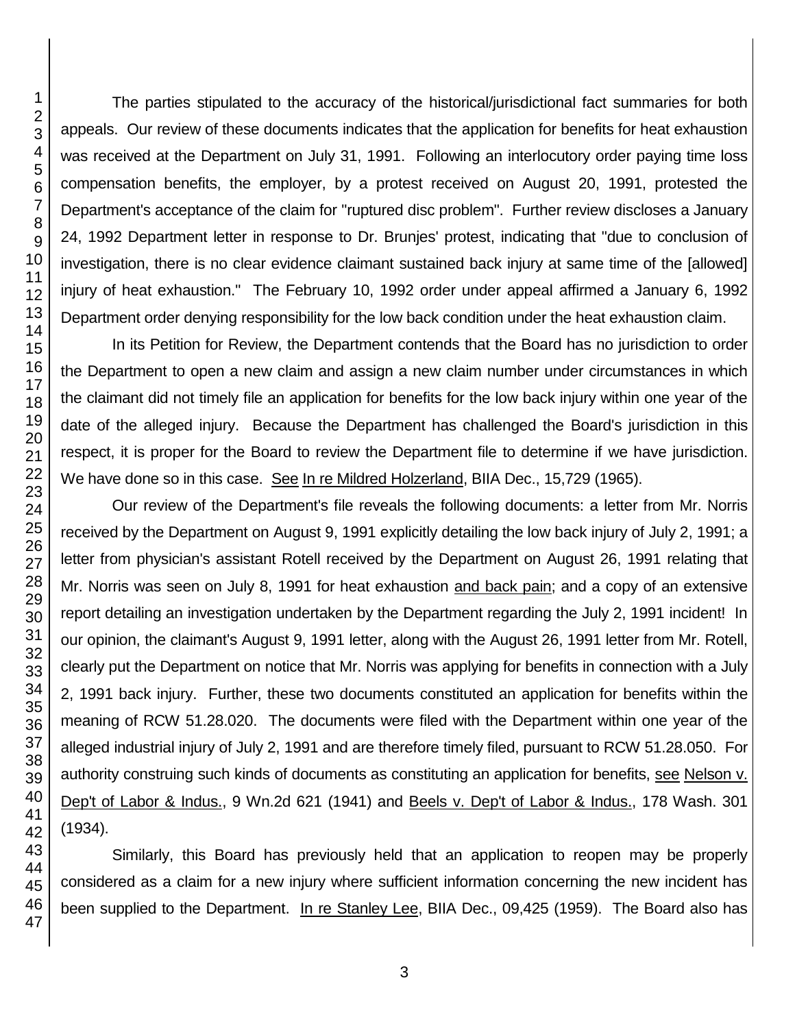The parties stipulated to the accuracy of the historical/jurisdictional fact summaries for both appeals. Our review of these documents indicates that the application for benefits for heat exhaustion was received at the Department on July 31, 1991. Following an interlocutory order paying time loss compensation benefits, the employer, by a protest received on August 20, 1991, protested the Department's acceptance of the claim for "ruptured disc problem". Further review discloses a January 24, 1992 Department letter in response to Dr. Brunjes' protest, indicating that "due to conclusion of investigation, there is no clear evidence claimant sustained back injury at same time of the [allowed] injury of heat exhaustion." The February 10, 1992 order under appeal affirmed a January 6, 1992 Department order denying responsibility for the low back condition under the heat exhaustion claim.

In its Petition for Review, the Department contends that the Board has no jurisdiction to order the Department to open a new claim and assign a new claim number under circumstances in which the claimant did not timely file an application for benefits for the low back injury within one year of the date of the alleged injury. Because the Department has challenged the Board's jurisdiction in this respect, it is proper for the Board to review the Department file to determine if we have jurisdiction. We have done so in this case. See In re Mildred Holzerland, BIIA Dec., 15,729 (1965).

Our review of the Department's file reveals the following documents: a letter from Mr. Norris received by the Department on August 9, 1991 explicitly detailing the low back injury of July 2, 1991; a letter from physician's assistant Rotell received by the Department on August 26, 1991 relating that Mr. Norris was seen on July 8, 1991 for heat exhaustion and back pain; and a copy of an extensive report detailing an investigation undertaken by the Department regarding the July 2, 1991 incident! In our opinion, the claimant's August 9, 1991 letter, along with the August 26, 1991 letter from Mr. Rotell, clearly put the Department on notice that Mr. Norris was applying for benefits in connection with a July 2, 1991 back injury. Further, these two documents constituted an application for benefits within the meaning of RCW 51.28.020. The documents were filed with the Department within one year of the alleged industrial injury of July 2, 1991 and are therefore timely filed, pursuant to RCW 51.28.050. For authority construing such kinds of documents as constituting an application for benefits, see Nelson v. Dep't of Labor & Indus., 9 Wn.2d 621 (1941) and Beels v. Dep't of Labor & Indus., 178 Wash. 301 (1934).

Similarly, this Board has previously held that an application to reopen may be properly considered as a claim for a new injury where sufficient information concerning the new incident has been supplied to the Department. In re Stanley Lee, BIIA Dec., 09,425 (1959). The Board also has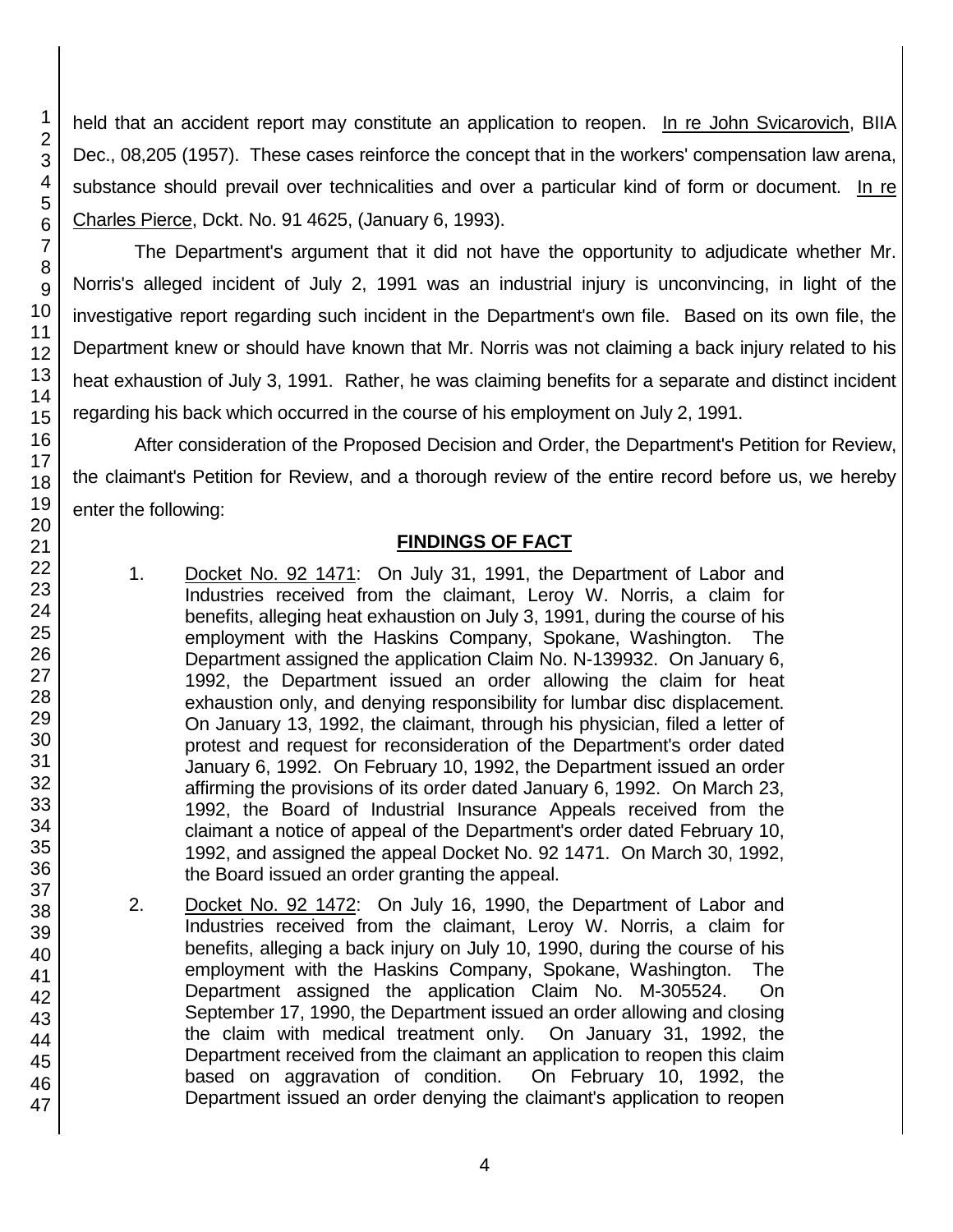held that an accident report may constitute an application to reopen. In re John Svicarovich, BIIA Dec., 08,205 (1957). These cases reinforce the concept that in the workers' compensation law arena, substance should prevail over technicalities and over a particular kind of form or document. In re Charles Pierce, Dckt. No. 91 4625, (January 6, 1993).

The Department's argument that it did not have the opportunity to adjudicate whether Mr. Norris's alleged incident of July 2, 1991 was an industrial injury is unconvincing, in light of the investigative report regarding such incident in the Department's own file. Based on its own file, the Department knew or should have known that Mr. Norris was not claiming a back injury related to his heat exhaustion of July 3, 1991. Rather, he was claiming benefits for a separate and distinct incident regarding his back which occurred in the course of his employment on July 2, 1991.

After consideration of the Proposed Decision and Order, the Department's Petition for Review, the claimant's Petition for Review, and a thorough review of the entire record before us, we hereby enter the following:

## FINDINGS OF FACT

1. Docket No. 92 1471: On July 31, 1991, the Department of Labor and Industries received from the claimant, Leroy W. Norris, a claim for benefits, alleging heat exhaustion on July 3, 1991, during the course of his employment with the Haskins Company, Spokane, Washington. The Department assigned the application Claim No. N-139932. On January 6, 1992, the Department issued an order allowing the claim for heat exhaustion only, and denying responsibility for lumbar disc displacement. On January 13, 1992, the claimant, through his physician, filed a letter of protest and request for reconsideration of the Department's order dated January 6, 1992. On February 10, 1992, the Department issued an order affirming the provisions of its order dated January 6, 1992. On March 23, 1992, the Board of Industrial Insurance Appeals received from the claimant a notice of appeal of the Department's order dated February 10, 1992, and assigned the appeal Docket No. 92 1471. On March 30, 1992, the Board issued an order granting the appeal.

2. Docket No. 92 1472: On July 16, 1990, the Department of Labor and Industries received from the claimant, Leroy W. Norris, a claim for benefits, alleging a back injury on July 10, 1990, during the course of his employment with the Haskins Company, Spokane, Washington. The Department assigned the application Claim No. M-305524. On September 17, 1990, the Department issued an order allowing and closing the claim with medical treatment only. On January 31, 1992, the Department received from the claimant an application to reopen this claim based on aggravation of condition. On February 10, 1992, the Department issued an order denying the claimant's application to reopen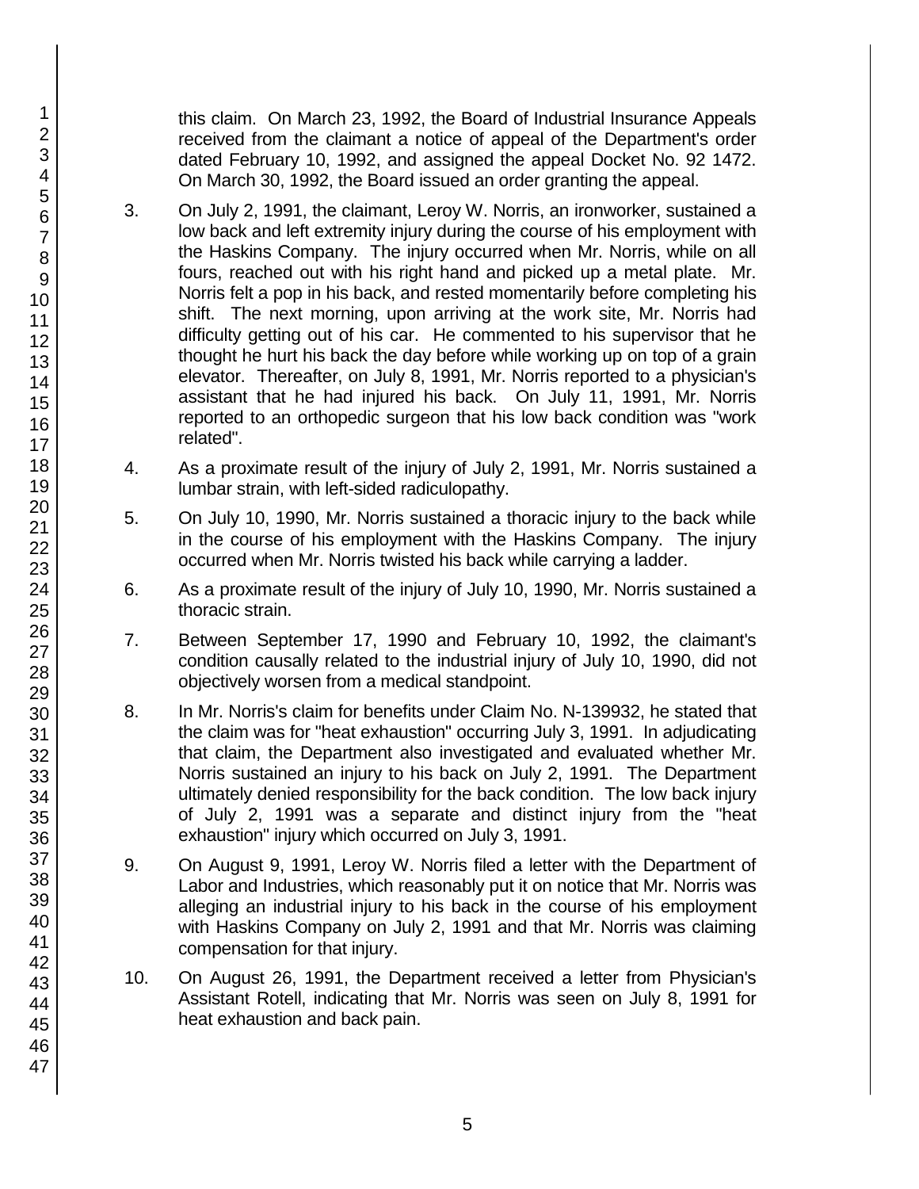this claim. On March 23, 1992, the Board of Industrial Insurance Appeals received from the claimant a notice of appeal of the Department's order dated February 10, 1992, and assigned the appeal Docket No. 92 1472. On March 30, 1992, the Board issued an order granting the appeal.

3. On July 2, 1991, the claimant, Leroy W. Norris, an ironworker, sustained a low back and left extremity injury during the course of his employment with the Haskins Company. The injury occurred when Mr. Norris, while on all fours, reached out with his right hand and picked up a metal plate. Mr. Norris felt a pop in his back, and rested momentarily before completing his shift. The next morning, upon arriving at the work site, Mr. Norris had difficulty getting out of his car. He commented to his supervisor that he thought he hurt his back the day before while working up on top of a grain elevator. Thereafter, on July 8, 1991, Mr. Norris reported to a physician's assistant that he had injured his back. On July 11, 1991, Mr. Norris reported to an orthopedic surgeon that his low back condition was "work related".

4. As a proximate result of the injury of July 2, 1991, Mr. Norris sustained a lumbar strain, with left-sided radiculopathy.

5. On July 10, 1990, Mr. Norris sustained a thoracic injury to the back while in the course of his employment with the Haskins Company. The injury occurred when Mr. Norris twisted his back while carrying a ladder.

6. As a proximate result of the injury of July 10, 1990, Mr. Norris sustained a thoracic strain.

7. Between September 17, 1990 and February 10, 1992, the claimant's condition causally related to the industrial injury of July 10, 1990, did not objectively worsen from a medical standpoint.

8. In Mr. Norris's claim for benefits under Claim No. N-139932, he stated that the claim was for "heat exhaustion" occurring July 3, 1991. In adjudicating that claim, the Department also investigated and evaluated whether Mr. Norris sustained an injury to his back on July 2, 1991. The Department ultimately denied responsibility for the back condition. The low back injury of July 2, 1991 was a separate and distinct injury from the "heat exhaustion" injury which occurred on July 3, 1991.

9. On August 9, 1991, Leroy W. Norris filed a letter with the Department of Labor and Industries, which reasonably put it on notice that Mr. Norris was alleging an industrial injury to his back in the course of his employment with Haskins Company on July 2, 1991 and that Mr. Norris was claiming compensation for that injury.

10. On August 26, 1991, the Department received a letter from Physician's Assistant Rotell, indicating that Mr. Norris was seen on July 8, 1991 for heat exhaustion and back pain.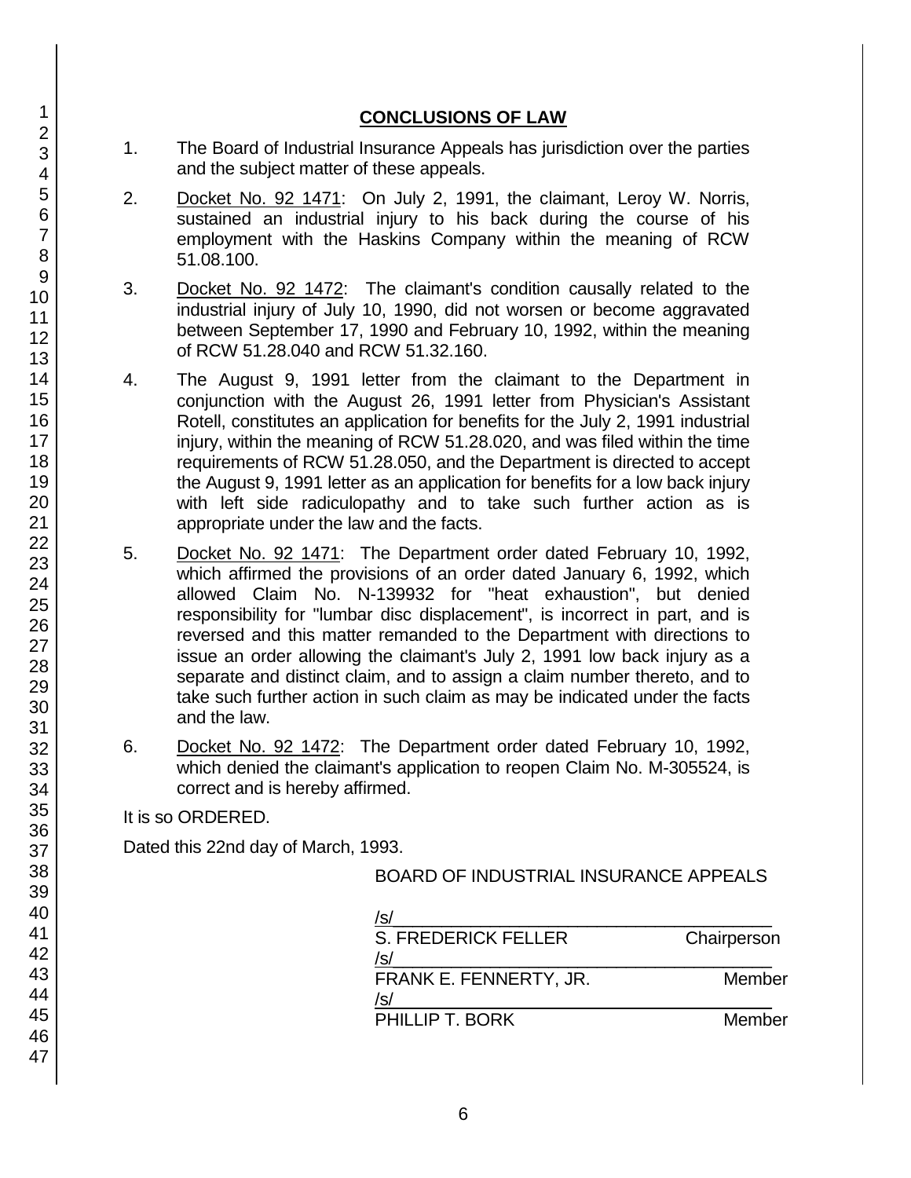## CONCLUSIONS OF LAW

1. The Board of Industrial Insurance Appeals has jurisdiction over the parties and the subject matter of these appeals.

2. Docket No. 92 1471: On July 2, 1991, the claimant, Leroy W. Norris, sustained an industrial injury to his back during the course of his employment with the Haskins Company within the meaning of RCW 51.08.100.

3. Docket No. 92 1472: The claimant's condition causally related to the industrial injury of July 10, 1990, did not worsen or become aggravated between September 17, 1990 and February 10, 1992, within the meaning of RCW 51.28.040 and RCW 51.32.160.

4. The August 9, 1991 letter from the claimant to the Department in conjunction with the August 26, 1991 letter from Physician's Assistant Rotell, constitutes an application for benefits for the July 2, 1991 industrial injury, within the meaning of RCW 51.28.020, and was filed within the time requirements of RCW 51.28.050, and the Department is directed to accept the August 9, 1991 letter as an application for benefits for a low back injury with left side radiculopathy and to take such further action as is appropriate under the law and the facts.

5. Docket No. 92 1471: The Department order dated February 10, 1992, which affirmed the provisions of an order dated January 6, 1992, which allowed Claim No. N-139932 for "heat exhaustion", but denied responsibility for "lumbar disc displacement", is incorrect in part, and is reversed and this matter remanded to the Department with directions to issue an order allowing the claimant's July 2, 1991 low back injury as a separate and distinct claim, and to assign a claim number thereto, and to take such further action in such claim as may be indicated under the facts and the law.

6. Docket No. 92 1472: The Department order dated February 10, 1992, which denied the claimant's application to reopen Claim No. M-305524, is correct and is hereby affirmed.

It is so ORDERED.

Dated this 22nd day of March, 1993.

BOARD OF INDUSTRIAL INSURANCE APPEALS

/s/
S. FREDERICK FELLER, Chairperson

/s/
FRANK E. FENNERTY, JR., Member

/s/
PHILLIP T. BORK, Member